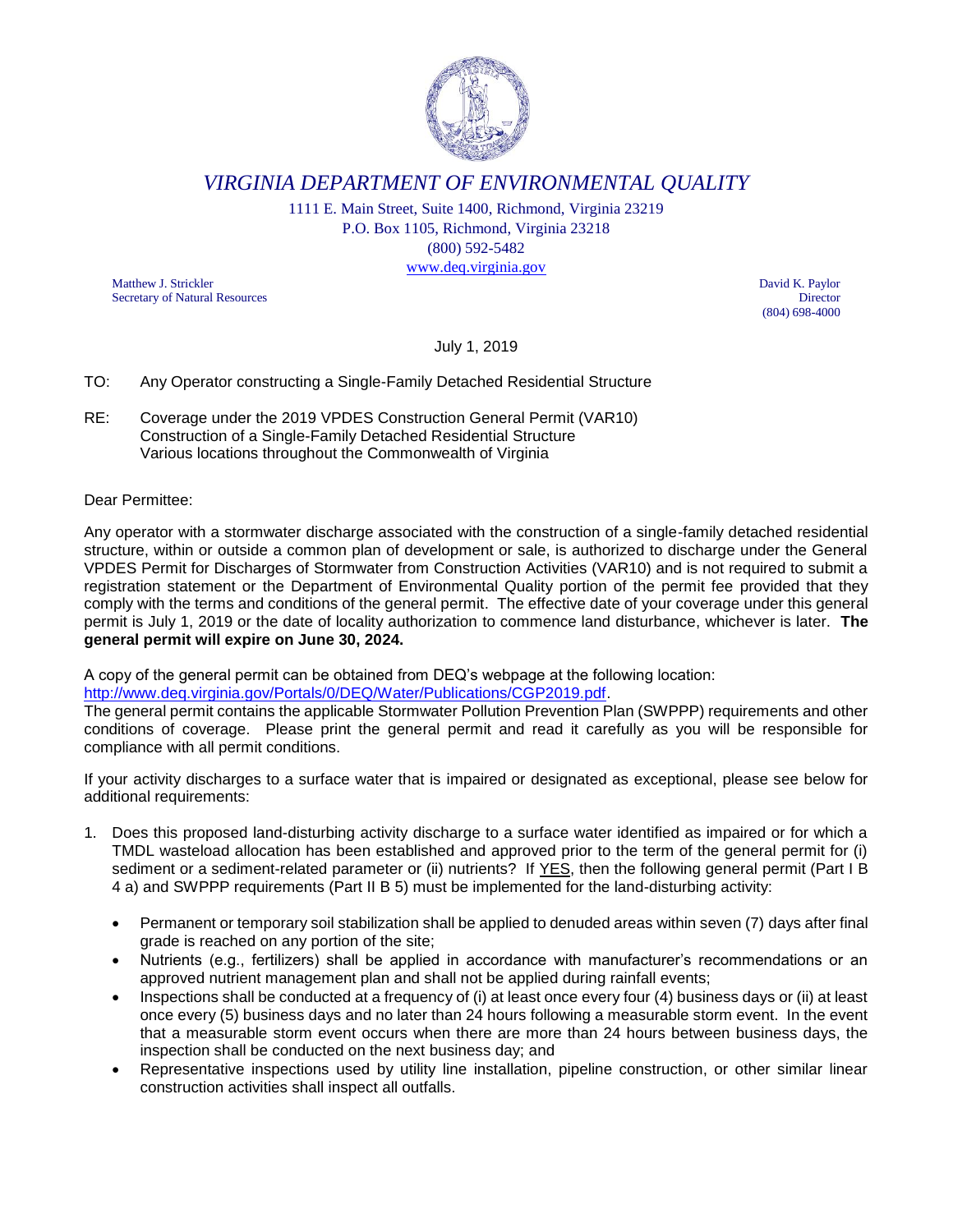# *VIRGINIA DEPARTMENT OF ENVIRONMENTAL QUALITY*

1111 E. Main Street, Suite 1400, Richmond, Virginia 23219
P.O. Box 1105, Richmond, Virginia 23218
(800) 592-5482
www.deq.virginia.gov

Matthew J. Strickler
Secretary of Natural Resources

David K. Paylor
Director
(804) 698-4000

July 1, 2019

TO: Any Operator constructing a Single-Family Detached Residential Structure

RE: Coverage under the 2019 VPDES Construction General Permit (VAR10)
Construction of a Single-Family Detached Residential Structure
Various locations throughout the Commonwealth of Virginia

Dear Permittee:

Any operator with a stormwater discharge associated with the construction of a single-family detached residential structure, within or outside a common plan of development or sale, is authorized to discharge under the General VPDES Permit for Discharges of Stormwater from Construction Activities (VAR10) and is not required to submit a registration statement or the Department of Environmental Quality portion of the permit fee provided that they comply with the terms and conditions of the general permit. The effective date of your coverage under this general permit is July 1, 2019 or the date of locality authorization to commence land disturbance, whichever is later. **The general permit will expire on June 30, 2024.**

A copy of the general permit can be obtained from DEQ's webpage at the following location:
http://www.deq.virginia.gov/Portals/0/DEQ/Water/Publications/CGP2019.pdf.
The general permit contains the applicable Stormwater Pollution Prevention Plan (SWPPP) requirements and other conditions of coverage. Please print the general permit and read it carefully as you will be responsible for compliance with all permit conditions.

If your activity discharges to a surface water that is impaired or designated as exceptional, please see below for additional requirements:

1. Does this proposed land-disturbing activity discharge to a surface water identified as impaired or for which a TMDL wasteload allocation has been established and approved prior to the term of the general permit for (i) sediment or a sediment-related parameter or (ii) nutrients? If YES, then the following general permit (Part I B 4 a) and SWPPP requirements (Part II B 5) must be implemented for the land-disturbing activity:

   - Permanent or temporary soil stabilization shall be applied to denuded areas within seven (7) days after final grade is reached on any portion of the site;
   - Nutrients (e.g., fertilizers) shall be applied in accordance with manufacturer's recommendations or an approved nutrient management plan and shall not be applied during rainfall events;
   - Inspections shall be conducted at a frequency of (i) at least once every four (4) business days or (ii) at least once every (5) business days and no later than 24 hours following a measurable storm event. In the event that a measurable storm event occurs when there are more than 24 hours between business days, the inspection shall be conducted on the next business day; and
   - Representative inspections used by utility line installation, pipeline construction, or other similar linear construction activities shall inspect all outfalls.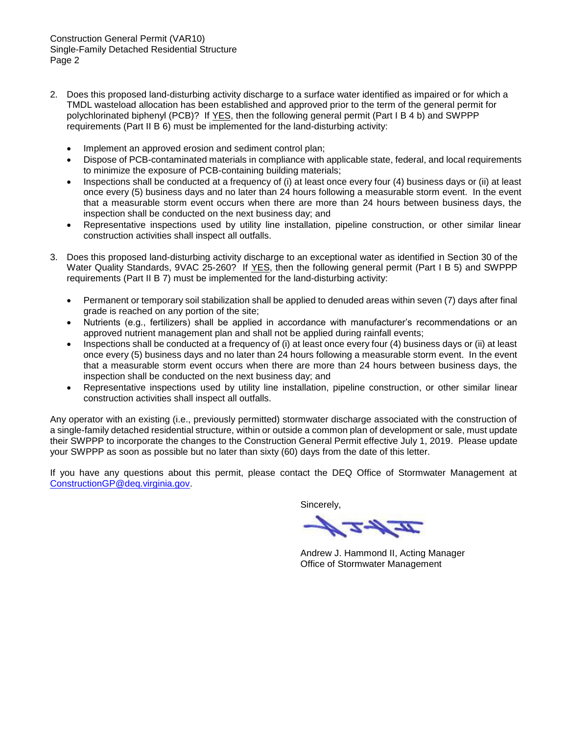2. Does this proposed land-disturbing activity discharge to a surface water identified as impaired or for which a TMDL wasteload allocation has been established and approved prior to the term of the general permit for polychlorinated biphenyl (PCB)? If YES, then the following general permit (Part I B 4 b) and SWPPP requirements (Part II B 6) must be implemented for the land-disturbing activity:

   - Implement an approved erosion and sediment control plan;
   - Dispose of PCB-contaminated materials in compliance with applicable state, federal, and local requirements to minimize the exposure of PCB-containing building materials;
   - Inspections shall be conducted at a frequency of (i) at least once every four (4) business days or (ii) at least once every (5) business days and no later than 24 hours following a measurable storm event. In the event that a measurable storm event occurs when there are more than 24 hours between business days, the inspection shall be conducted on the next business day; and
   - Representative inspections used by utility line installation, pipeline construction, or other similar linear construction activities shall inspect all outfalls.

3. Does this proposed land-disturbing activity discharge to an exceptional water as identified in Section 30 of the Water Quality Standards, 9VAC 25-260? If YES, then the following general permit (Part I B 5) and SWPPP requirements (Part II B 7) must be implemented for the land-disturbing activity:

   - Permanent or temporary soil stabilization shall be applied to denuded areas within seven (7) days after final grade is reached on any portion of the site;
   - Nutrients (e.g., fertilizers) shall be applied in accordance with manufacturer's recommendations or an approved nutrient management plan and shall not be applied during rainfall events;
   - Inspections shall be conducted at a frequency of (i) at least once every four (4) business days or (ii) at least once every (5) business days and no later than 24 hours following a measurable storm event. In the event that a measurable storm event occurs when there are more than 24 hours between business days, the inspection shall be conducted on the next business day; and
   - Representative inspections used by utility line installation, pipeline construction, or other similar linear construction activities shall inspect all outfalls.

Any operator with an existing (i.e., previously permitted) stormwater discharge associated with the construction of a single-family detached residential structure, within or outside a common plan of development or sale, must update their SWPPP to incorporate the changes to the Construction General Permit effective July 1, 2019. Please update your SWPPP as soon as possible but no later than sixty (60) days from the date of this letter.

If you have any questions about this permit, please contact the DEQ Office of Stormwater Management at ConstructionGP@deq.virginia.gov.

Sincerely,

Andrew J. Hammond II, Acting Manager
Office of Stormwater Management